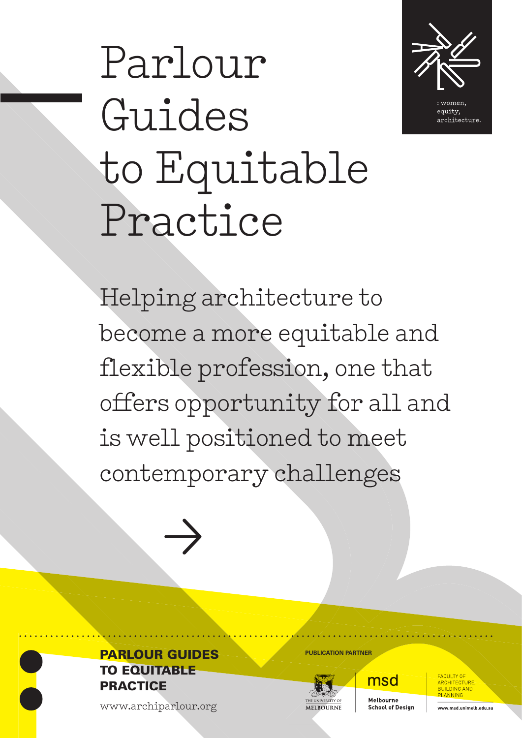# Parlour Guides to Equitable Practice

: women, equity, architecture.

Helping architecture to become a more equitable and flexible profession, one that offers opportunity for all and is well positioned to meet contemporary challenges

→

**PARLOUR GUIDES TO EQUITABLE PRACTICE**

www.archiparlour.org

**PUBLICATION PARTNER**

THE UNIVERSITY OF MELBOURNE

msd

Melbourne School of Design

FACULTY OF ARCHITECTURE, BUILDING AND PLANNING

www.msd.unimelb.edu.au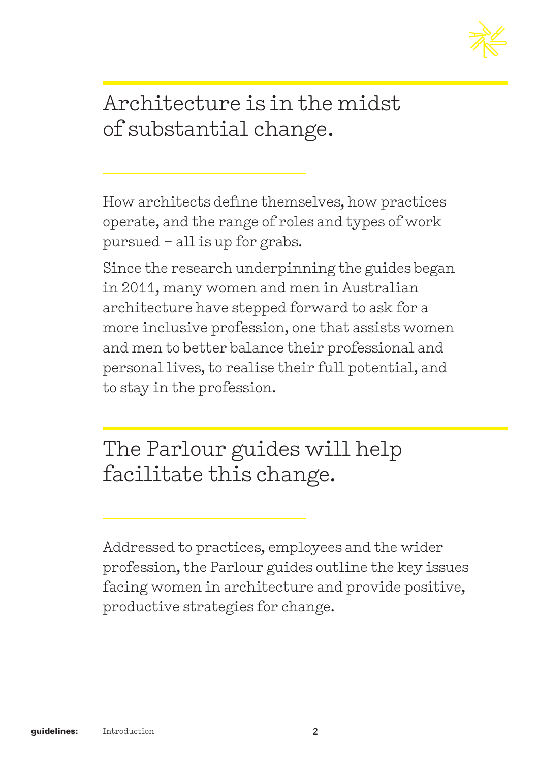## Architecture is in the midst of substantial change.

How architects define themselves, how practices operate, and the range of roles and types of work pursued – all is up for grabs.

Since the research underpinning the guides began in 2011, many women and men in Australian architecture have stepped forward to ask for a more inclusive profession, one that assists women and men to better balance their professional and personal lives, to realise their full potential, and to stay in the profession.

## The Parlour guides will help facilitate this change.

Addressed to practices, employees and the wider profession, the Parlour guides outline the key issues facing women in architecture and provide positive, productive strategies for change.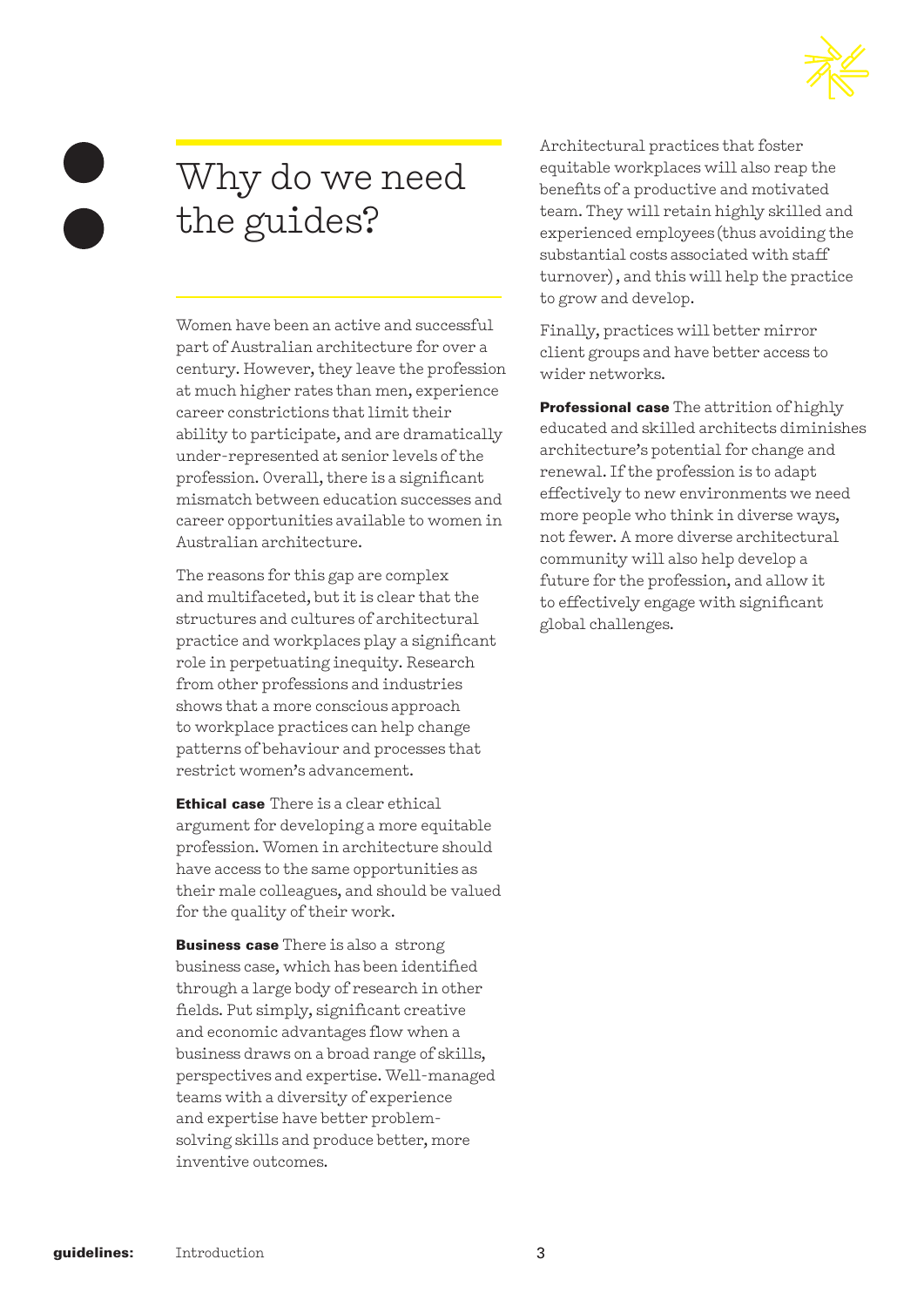# Why do we need the guides?

Women have been an active and successful part of Australian architecture for over a century. However, they leave the profession at much higher rates than men, experience career constrictions that limit their ability to participate, and are dramatically under-represented at senior levels of the profession. Overall, there is a significant mismatch between education successes and career opportunities available to women in Australian architecture.

The reasons for this gap are complex and multifaceted, but it is clear that the structures and cultures of architectural practice and workplaces play a significant role in perpetuating inequity. Research from other professions and industries shows that a more conscious approach to workplace practices can help change patterns of behaviour and processes that restrict women's advancement.

**Ethical case** There is a clear ethical argument for developing a more equitable profession. Women in architecture should have access to the same opportunities as their male colleagues, and should be valued for the quality of their work.

**Business case** There is also a strong business case, which has been identified through a large body of research in other fields. Put simply, significant creative and economic advantages flow when a business draws on a broad range of skills, perspectives and expertise. Well-managed teams with a diversity of experience and expertise have better problem-solving skills and produce better, more inventive outcomes.

Architectural practices that foster equitable workplaces will also reap the benefits of a productive and motivated team. They will retain highly skilled and experienced employees (thus avoiding the substantial costs associated with staff turnover), and this will help the practice to grow and develop.

Finally, practices will better mirror client groups and have better access to wider networks.

**Professional case** The attrition of highly educated and skilled architects diminishes architecture's potential for change and renewal. If the profession is to adapt effectively to new environments we need more people who think in diverse ways, not fewer. A more diverse architectural community will also help develop a future for the profession, and allow it to effectively engage with significant global challenges.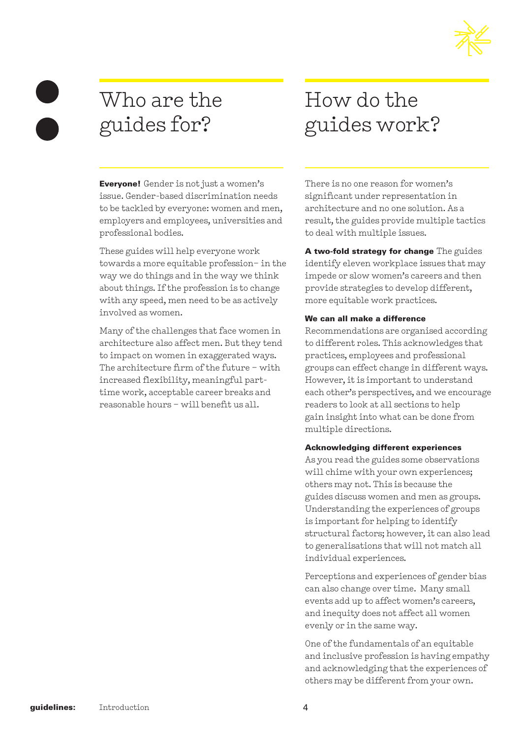## Who are the guides for?

**Everyone!** Gender is not just a women's issue. Gender-based discrimination needs to be tackled by everyone: women and men, employers and employees, universities and professional bodies.

These guides will help everyone work towards a more equitable profession– in the way we do things and in the way we think about things. If the profession is to change with any speed, men need to be as actively involved as women.

Many of the challenges that face women in architecture also affect men. But they tend to impact on women in exaggerated ways. The architecture firm of the future – with increased flexibility, meaningful part-time work, acceptable career breaks and reasonable hours – will benefit us all.

## How do the guides work?

There is no one reason for women's significant under representation in architecture and no one solution. As a result, the guides provide multiple tactics to deal with multiple issues.

**A two-fold strategy for change** The guides identify eleven workplace issues that may impede or slow women's careers and then provide strategies to develop different, more equitable work practices.

**We can all make a difference**
Recommendations are organised according to different roles. This acknowledges that practices, employees and professional groups can effect change in different ways. However, it is important to understand each other's perspectives, and we encourage readers to look at all sections to help gain insight into what can be done from multiple directions.

**Acknowledging different experiences**
As you read the guides some observations will chime with your own experiences; others may not. This is because the guides discuss women and men as groups. Understanding the experiences of groups is important for helping to identify structural factors; however, it can also lead to generalisations that will not match all individual experiences.

Perceptions and experiences of gender bias can also change over time. Many small events add up to affect women's careers, and inequity does not affect all women evenly or in the same way.

One of the fundamentals of an equitable and inclusive profession is having empathy and acknowledging that the experiences of others may be different from your own.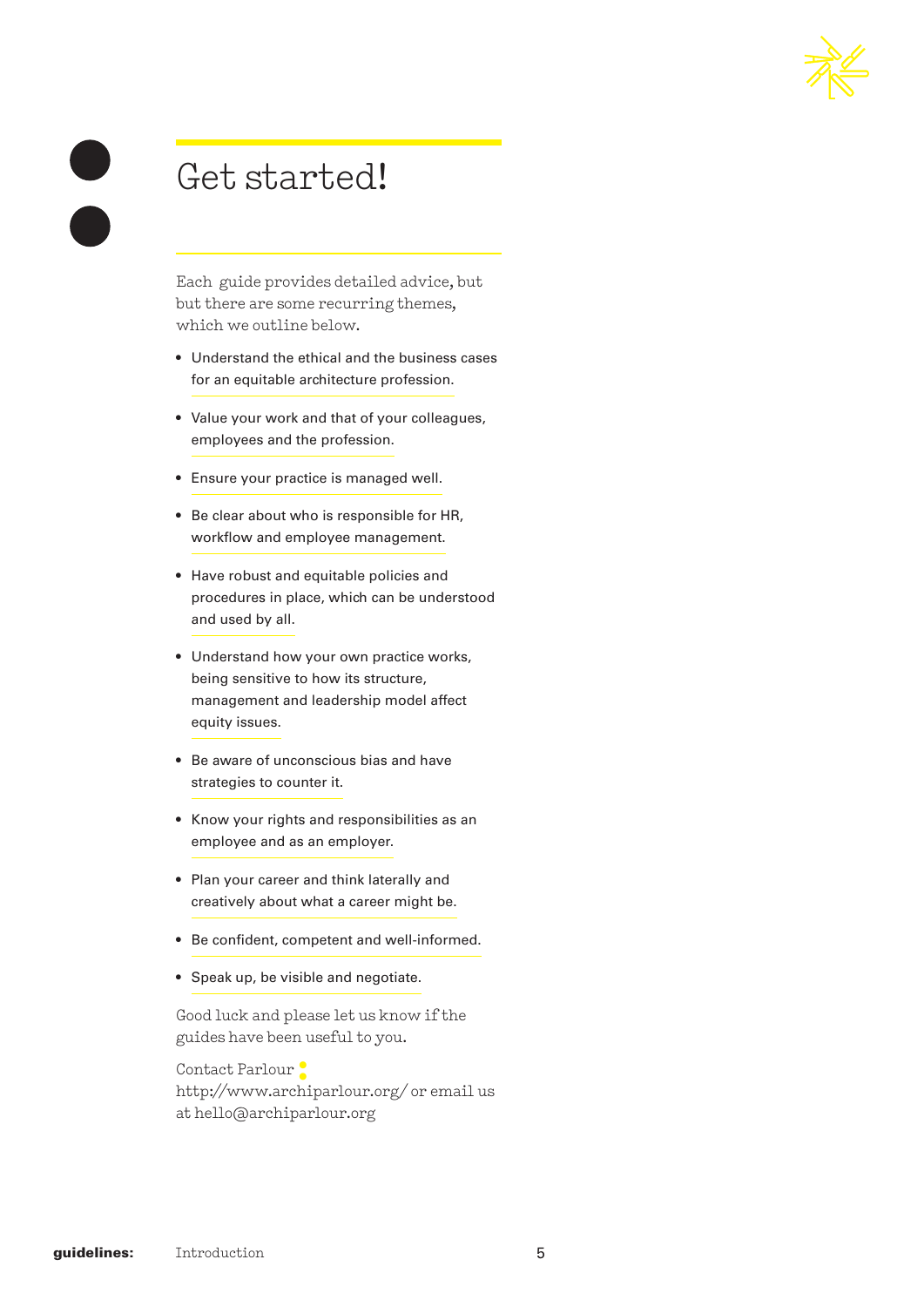# Get started!

Each guide provides detailed advice, but but there are some recurring themes, which we outline below.

- Understand the ethical and the business cases for an equitable architecture profession.
- Value your work and that of your colleagues, employees and the profession.
- Ensure your practice is managed well.
- Be clear about who is responsible for HR, workflow and employee management.
- Have robust and equitable policies and procedures in place, which can be understood and used by all.
- Understand how your own practice works, being sensitive to how its structure, management and leadership model affect equity issues.
- Be aware of unconscious bias and have strategies to counter it.
- Know your rights and responsibilities as an employee and as an employer.
- Plan your career and think laterally and creatively about what a career might be.
- Be confident, competent and well-informed.
- Speak up, be visible and negotiate.

Good luck and please let us know if the guides have been useful to you.

Contact Parlour:
http://www.archiparlour.org/ or email us at hello@archiparlour.org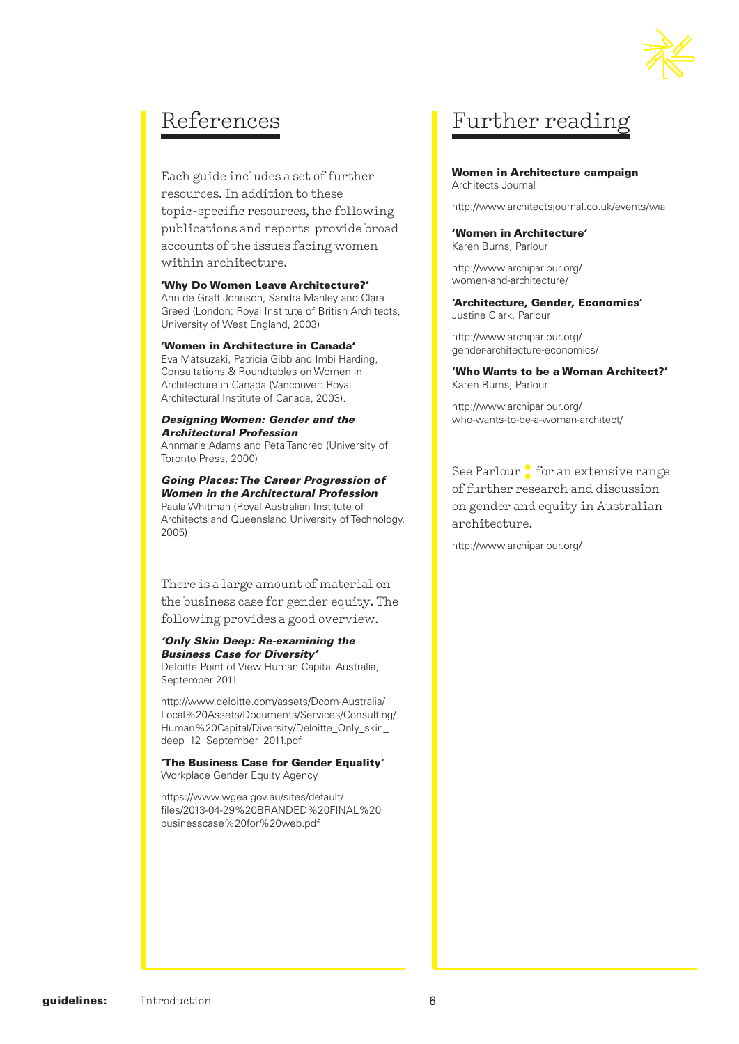## References

Each guide includes a set of further resources. In addition to these topic-specific resources, the following publications and reports provide broad accounts of the issues facing women within architecture.

**'Why Do Women Leave Architecture?'**
Ann de Graft Johnson, Sandra Manley and Clara Greed (London: Royal Institute of British Architects, University of West England, 2003)

**'Women in Architecture in Canada'**
Eva Matsuzaki, Patricia Gibb and Imbi Harding, Consultations & Roundtables on Women in Architecture in Canada (Vancouver: Royal Architectural Institute of Canada, 2003).

***Designing Women: Gender and the Architectural Profession***
Annmarie Adams and Peta Tancred (University of Toronto Press, 2000)

***Going Places: The Career Progression of Women in the Architectural Profession***
Paula Whitman (Royal Australian Institute of Architects and Queensland University of Technology, 2005)

There is a large amount of material on the business case for gender equity. The following provides a good overview.

***'Only Skin Deep: Re-examining the Business Case for Diversity'***
Deloitte Point of View Human Capital Australia, September 2011

http://www.deloitte.com/assets/Dcom-Australia/Local%20Assets/Documents/Services/Consulting/Human%20Capital/Diversity/Deloitte_Only_skin_deep_12_September_2011.pdf

**'The Business Case for Gender Equality'**
Workplace Gender Equity Agency

https://www.wgea.gov.au/sites/default/files/2013-04-29%20BRANDED%20FINAL%20businesscase%20for%20web.pdf

## Further reading

**Women in Architecture campaign**
Architects Journal

http://www.architectsjournal.co.uk/events/wia

**'Women in Architecture'**
Karen Burns, Parlour

http://www.archiparlour.org/women-and-architecture/

**'Architecture, Gender, Economics'**
Justine Clark, Parlour

http://www.archiparlour.org/gender-architecture-economics/

**'Who Wants to be a Woman Architect?'**
Karen Burns, Parlour

http://www.archiparlour.org/who-wants-to-be-a-woman-architect/

See Parlour : for an extensive range of further research and discussion on gender and equity in Australian architecture.

http://www.archiparlour.org/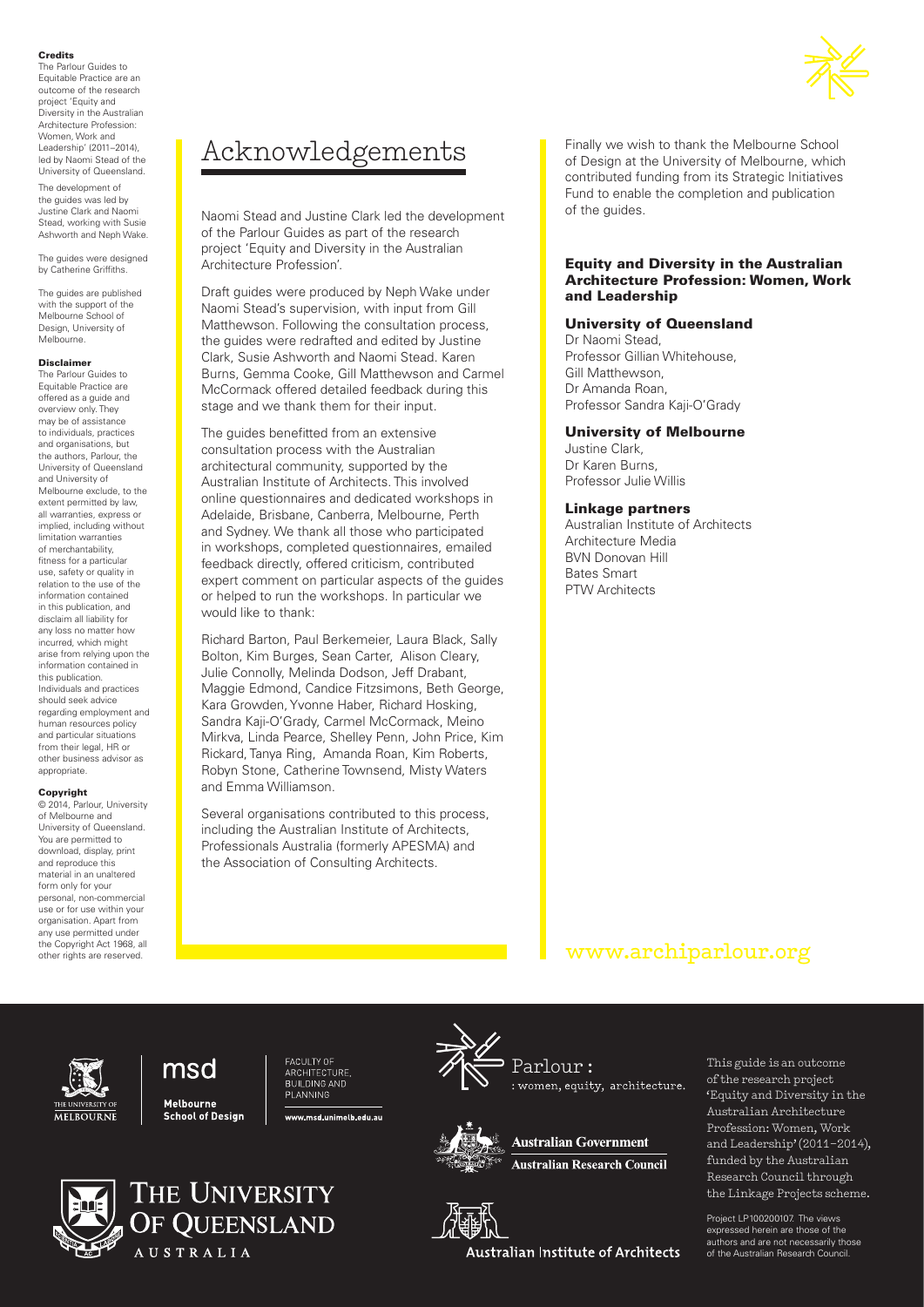**Credits**

The Parlour Guides to Equitable Practice are an outcome of the research project 'Equity and Diversity in the Australian Architecture Profession: Women, Work and Leadership' (2011–2014), led by Naomi Stead of the University of Queensland.

The development of the guides was led by Justine Clark and Naomi Stead, working with Susie Ashworth and Neph Wake.

The guides were designed by Catherine Griffiths.

The guides are published with the support of the Melbourne School of Design, University of Melbourne.

**Disclaimer**

The Parlour Guides to Equitable Practice are offered as a guide and overview only. They may be of assistance to individuals, practices and organisations, but the authors, Parlour, the University of Queensland and University of Melbourne exclude, to the extent permitted by law, all warranties, express or implied, including without limitation warranties of merchantability, fitness for a particular use, safety or quality in relation to the use of the information contained in this publication, and disclaim all liability for any loss no matter how incurred, which might arise from relying upon the information contained in this publication. Individuals and practices should seek advice regarding employment and human resources policy and particular situations from their legal, HR or other business advisor as appropriate.

**Copyright**

© 2014, Parlour, University of Melbourne and University of Queensland. You are permitted to download, display, print and reproduce this material in an unaltered form only for your personal, non-commercial use or for use within your organisation. Apart from any use permitted under the Copyright Act 1968, all other rights are reserved.

# Acknowledgements

Naomi Stead and Justine Clark led the development of the Parlour Guides as part of the research project 'Equity and Diversity in the Australian Architecture Profession'.

Draft guides were produced by Neph Wake under Naomi Stead's supervision, with input from Gill Matthewson. Following the consultation process, the guides were redrafted and edited by Justine Clark, Susie Ashworth and Naomi Stead. Karen Burns, Gemma Cooke, Gill Matthewson and Carmel McCormack offered detailed feedback during this stage and we thank them for their input.

The guides benefitted from an extensive consultation process with the Australian architectural community, supported by the Australian Institute of Architects. This involved online questionnaires and dedicated workshops in Adelaide, Brisbane, Canberra, Melbourne, Perth and Sydney. We thank all those who participated in workshops, completed questionnaires, emailed feedback directly, offered criticism, contributed expert comment on particular aspects of the guides or helped to run the workshops. In particular we would like to thank:

Richard Barton, Paul Berkemeier, Laura Black, Sally Bolton, Kim Burges, Sean Carter, Alison Cleary, Julie Connolly, Melinda Dodson, Jeff Drabant, Maggie Edmond, Candice Fitzsimons, Beth George, Kara Growden, Yvonne Haber, Richard Hosking, Sandra Kaji-O'Grady, Carmel McCormack, Meino Mirkva, Linda Pearce, Shelley Penn, John Price, Kim Rickard, Tanya Ring, Amanda Roan, Kim Roberts, Robyn Stone, Catherine Townsend, Misty Waters and Emma Williamson.

Several organisations contributed to this process, including the Australian Institute of Architects, Professionals Australia (formerly APESMA) and the Association of Consulting Architects.

Finally we wish to thank the Melbourne School of Design at the University of Melbourne, which contributed funding from its Strategic Initiatives Fund to enable the completion and publication of the guides.

### Equity and Diversity in the Australian Architecture Profession: Women, Work and Leadership

#### University of Queensland

Dr Naomi Stead,
Professor Gillian Whitehouse,
Gill Matthewson,
Dr Amanda Roan,
Professor Sandra Kaji-O'Grady

#### University of Melbourne

Justine Clark,
Dr Karen Burns,
Professor Julie Willis

#### Linkage partners

Australian Institute of Architects
Architecture Media
BVN Donovan Hill
Bates Smart
PTW Architects

www.archiparlour.org

The University of Melbourne

msd
Melbourne School of Design

Faculty of Architecture, Building and Planning
www.msd.unimelb.edu.au

The University of Queensland
Australia

Parlour:
: women, equity, architecture.

Australian Government
Australian Research Council

Australian Institute of Architects

This guide is an outcome of the research project 'Equity and Diversity in the Australian Architecture Profession: Women, Work and Leadership' (2011–2014), funded by the Australian Research Council through the Linkage Projects scheme.

Project LP100200107. The views expressed herein are those of the authors and are not necessarily those of the Australian Research Council.